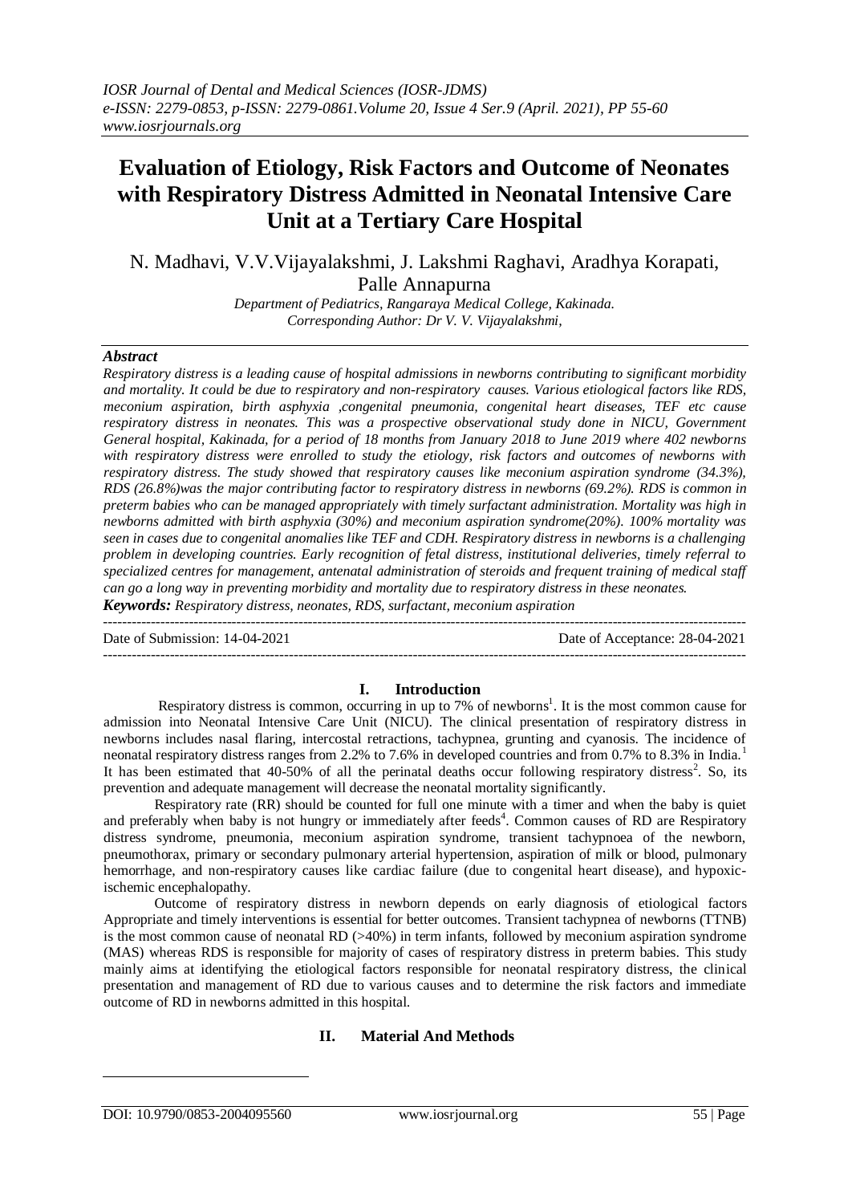# Evaluation of Etiology, Risk Factors and Outcome of Neonates with Respiratory Distress Admitted in Neonatal Intensive Care Unit at a Tertiary Care Hospital

N. Madhavi, V.V.Vijayalakshmi, J. Lakshmi Raghavi, Aradhya Korapati, Palle Annapurna

*Department of Pediatrics, Rangaraya Medical College, Kakinada.*
*Corresponding Author: Dr V. V. Vijayalakshmi,*

### *Abstract*

*Respiratory distress is a leading cause of hospital admissions in newborns contributing to significant morbidity and mortality. It could be due to respiratory and non-respiratory causes. Various etiological factors like RDS, meconium aspiration, birth asphyxia ,congenital pneumonia, congenital heart diseases, TEF etc cause respiratory distress in neonates. This was a prospective observational study done in NICU, Government General hospital, Kakinada, for a period of 18 months from January 2018 to June 2019 where 402 newborns with respiratory distress were enrolled to study the etiology, risk factors and outcomes of newborns with respiratory distress. The study showed that respiratory causes like meconium aspiration syndrome (34.3%), RDS (26.8%)was the major contributing factor to respiratory distress in newborns (69.2%). RDS is common in preterm babies who can be managed appropriately with timely surfactant administration. Mortality was high in newborns admitted with birth asphyxia (30%) and meconium aspiration syndrome(20%). 100% mortality was seen in cases due to congenital anomalies like TEF and CDH. Respiratory distress in newborns is a challenging problem in developing countries. Early recognition of fetal distress, institutional deliveries, timely referral to specialized centres for management, antenatal administration of steroids and frequent training of medical staff can go a long way in preventing morbidity and mortality due to respiratory distress in these neonates.*

***Keywords:*** *Respiratory distress, neonates, RDS, surfactant, meconium aspiration*

---

Date of Submission: 14-04-2021 | Date of Acceptance: 28-04-2021

---

## I. Introduction

Respiratory distress is common, occurring in up to 7% of newborns[1]. It is the most common cause for admission into Neonatal Intensive Care Unit (NICU). The clinical presentation of respiratory distress in newborns includes nasal flaring, intercostal retractions, tachypnea, grunting and cyanosis. The incidence of neonatal respiratory distress ranges from 2.2% to 7.6% in developed countries and from 0.7% to 8.3% in India.[1] It has been estimated that 40-50% of all the perinatal deaths occur following respiratory distress[2]. So, its prevention and adequate management will decrease the neonatal mortality significantly.

Respiratory rate (RR) should be counted for full one minute with a timer and when the baby is quiet and preferably when baby is not hungry or immediately after feeds[4]. Common causes of RD are Respiratory distress syndrome, pneumonia, meconium aspiration syndrome, transient tachypnoea of the newborn, pneumothorax, primary or secondary pulmonary arterial hypertension, aspiration of milk or blood, pulmonary hemorrhage, and non-respiratory causes like cardiac failure (due to congenital heart disease), and hypoxic-ischemic encephalopathy.

Outcome of respiratory distress in newborn depends on early diagnosis of etiological factors Appropriate and timely interventions is essential for better outcomes. Transient tachypnea of newborns (TTNB) is the most common cause of neonatal RD (>40%) in term infants, followed by meconium aspiration syndrome (MAS) whereas RDS is responsible for majority of cases of respiratory distress in preterm babies. This study mainly aims at identifying the etiological factors responsible for neonatal respiratory distress, the clinical presentation and management of RD due to various causes and to determine the risk factors and immediate outcome of RD in newborns admitted in this hospital.

## II. Material And Methods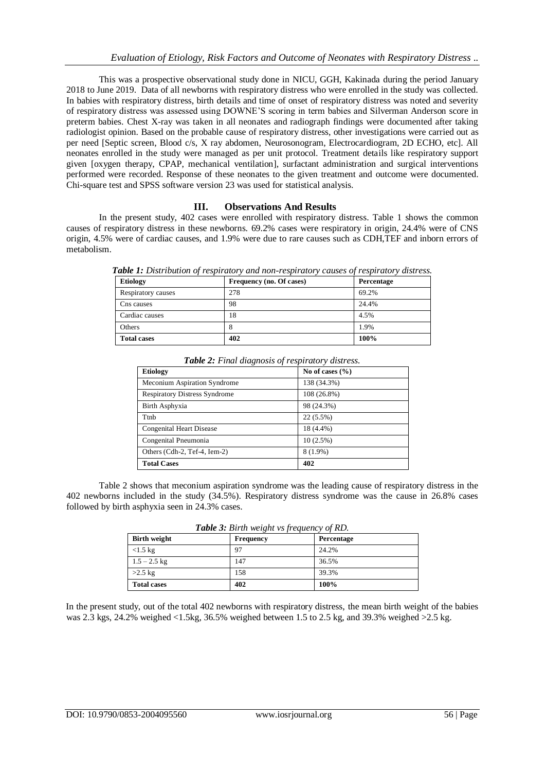This was a prospective observational study done in NICU, GGH, Kakinada during the period January 2018 to June 2019. Data of all newborns with respiratory distress who were enrolled in the study was collected. In babies with respiratory distress, birth details and time of onset of respiratory distress was noted and severity of respiratory distress was assessed using DOWNE'S scoring in term babies and Silverman Anderson score in preterm babies. Chest X-ray was taken in all neonates and radiograph findings were documented after taking radiologist opinion. Based on the probable cause of respiratory distress, other investigations were carried out as per need [Septic screen, Blood c/s, X ray abdomen, Neurosonogram, Electrocardiogram, 2D ECHO, etc]. All neonates enrolled in the study were managed as per unit protocol. Treatment details like respiratory support given [oxygen therapy, CPAP, mechanical ventilation], surfactant administration and surgical interventions performed were recorded. Response of these neonates to the given treatment and outcome were documented. Chi-square test and SPSS software version 23 was used for statistical analysis.

## III. Observations And Results

In the present study, 402 cases were enrolled with respiratory distress. Table 1 shows the common causes of respiratory distress in these newborns. 69.2% cases were respiratory in origin, 24.4% were of CNS origin, 4.5% were of cardiac causes, and 1.9% were due to rare causes such as CDH,TEF and inborn errors of metabolism.

***Table 1:*** *Distribution of respiratory and non-respiratory causes of respiratory distress.*

| Etiology | Frequency (no. Of cases) | Percentage |
|---|---|---|
| Respiratory causes | 278 | 69.2% |
| Cns causes | 98 | 24.4% |
| Cardiac causes | 18 | 4.5% |
| Others | 8 | 1.9% |
| **Total cases** | **402** | **100%** |

***Table 2:*** *Final diagnosis of respiratory distress.*

| Etiology | No of cases (%) |
|---|---|
| Meconium Aspiration Syndrome | 138 (34.3%) |
| Respiratory Distress Syndrome | 108 (26.8%) |
| Birth Asphyxia | 98 (24.3%) |
| Ttnb | 22 (5.5%) |
| Congenital Heart Disease | 18 (4.4%) |
| Congenital Pneumonia | 10 (2.5%) |
| Others (Cdh-2, Tef-4, Iem-2) | 8 (1.9%) |
| **Total Cases** | **402** |

Table 2 shows that meconium aspiration syndrome was the leading cause of respiratory distress in the 402 newborns included in the study (34.5%). Respiratory distress syndrome was the cause in 26.8% cases followed by birth asphyxia seen in 24.3% cases.

***Table 3:*** *Birth weight vs frequency of RD.*

| Birth weight | Frequency | Percentage |
|---|---|---|
| <1.5 kg | 97 | 24.2% |
| 1.5 – 2.5 kg | 147 | 36.5% |
| >2.5 kg | 158 | 39.3% |
| **Total cases** | **402** | **100%** |

In the present study, out of the total 402 newborns with respiratory distress, the mean birth weight of the babies was 2.3 kgs, 24.2% weighed <1.5kg, 36.5% weighed between 1.5 to 2.5 kg, and 39.3% weighed >2.5 kg.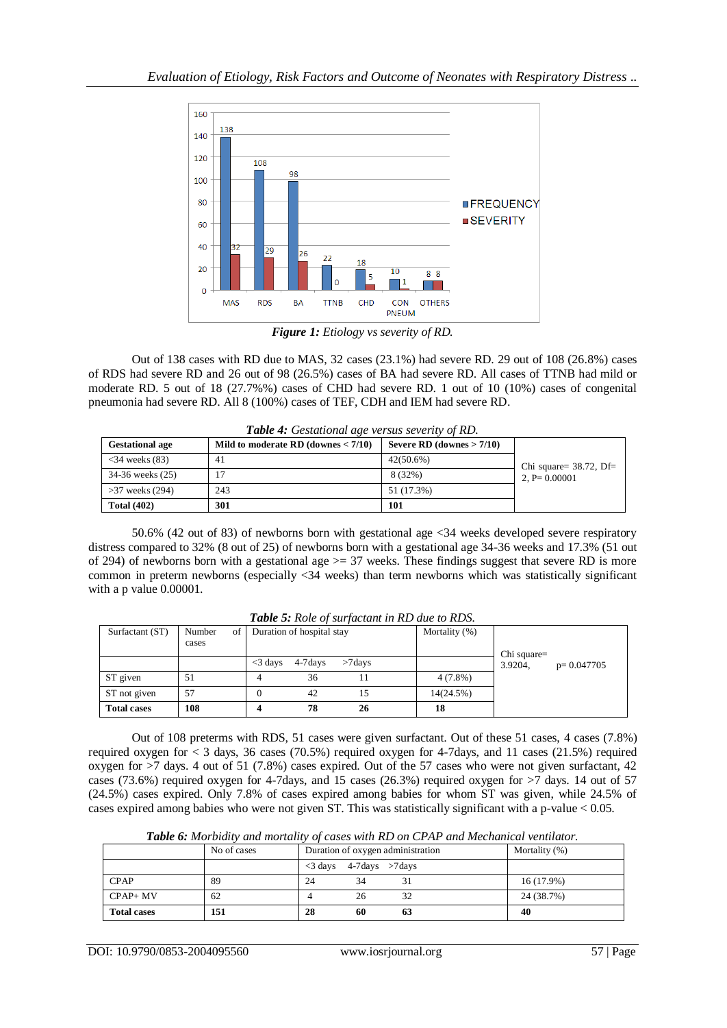*Figure 1: Etiology vs severity of RD.*

Out of 138 cases with RD due to MAS, 32 cases (23.1%) had severe RD. 29 out of 108 (26.8%) cases of RDS had severe RD and 26 out of 98 (26.5%) cases of BA had severe RD. All cases of TTNB had mild or moderate RD. 5 out of 18 (27.7%%) cases of CHD had severe RD. 1 out of 10 (10%) cases of congenital pneumonia had severe RD. All 8 (100%) cases of TEF, CDH and IEM had severe RD.

***Table 4:*** *Gestational age versus severity of RD.*

| Gestational age | Mild to moderate RD (downes < 7/10) | Severe RD (downes > 7/10) | |
|---|---|---|---|
| <34 weeks (83) | 41 | 42(50.6%) | Chi square= 38.72, Df= 2, P= 0.00001 |
| 34-36 weeks (25) | 17 | 8 (32%) | |
| >37 weeks (294) | 243 | 51 (17.3%) | |
| **Total (402)** | **301** | **101** | |

50.6% (42 out of 83) of newborns born with gestational age <34 weeks developed severe respiratory distress compared to 32% (8 out of 25) of newborns born with a gestational age 34-36 weeks and 17.3% (51 out of 294) of newborns born with a gestational age >= 37 weeks. These findings suggest that severe RD is more common in preterm newborns (especially <34 weeks) than term newborns which was statistically significant with a p value 0.00001.

***Table 5:*** *Role of surfactant in RD due to RDS.*

| Surfactant (ST) | Number of cases | Duration of hospital stay | | | Mortality (%) | |
|---|---|---|---|---|---|---|
| | | <3 days | 4-7days | >7days | | Chi square= 3.9204, p= 0.047705 |
| ST given | 51 | 4 | 36 | 11 | 4 (7.8%) | |
| ST not given | 57 | 0 | 42 | 15 | 14(24.5%) | |
| **Total cases** | **108** | **4** | **78** | **26** | **18** | |

Out of 108 preterms with RDS, 51 cases were given surfactant. Out of these 51 cases, 4 cases (7.8%) required oxygen for < 3 days, 36 cases (70.5%) required oxygen for 4-7days, and 11 cases (21.5%) required oxygen for >7 days. 4 out of 51 (7.8%) cases expired. Out of the 57 cases who were not given surfactant, 42 cases (73.6%) required oxygen for 4-7days, and 15 cases (26.3%) required oxygen for >7 days. 14 out of 57 (24.5%) cases expired. Only 7.8% of cases expired among babies for whom ST was given, while 24.5% of cases expired among babies who were not given ST. This was statistically significant with a p-value < 0.05.

***Table 6:*** *Morbidity and mortality of cases with RD on CPAP and Mechanical ventilator.*

| | No of cases | Duration of oxygen administration | | | Mortality (%) |
|---|---|---|---|---|---|
| | | <3 days | 4-7days | >7days | |
| CPAP | 89 | 24 | 34 | 31 | 16 (17.9%) |
| CPAP+ MV | 62 | 4 | 26 | 32 | 24 (38.7%) |
| **Total cases** | **151** | **28** | **60** | **63** | **40** |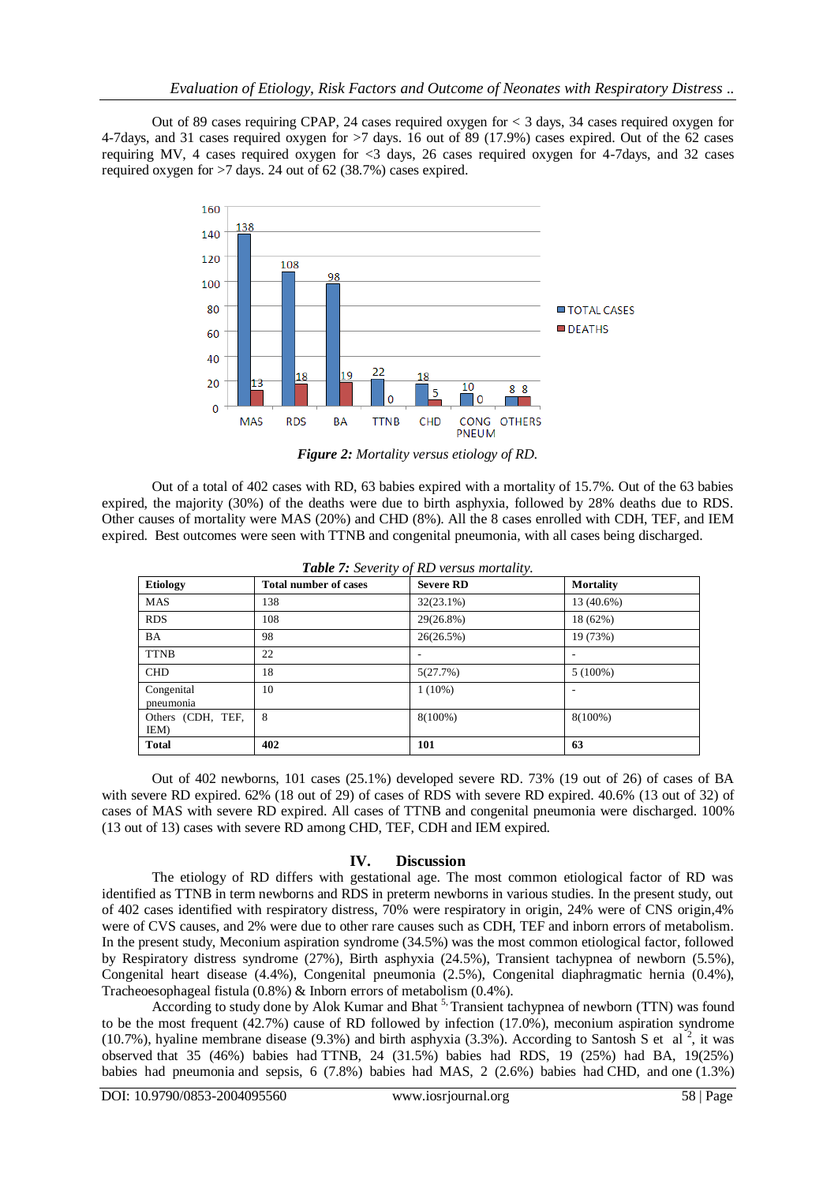Out of 89 cases requiring CPAP, 24 cases required oxygen for < 3 days, 34 cases required oxygen for 4-7days, and 31 cases required oxygen for >7 days. 16 out of 89 (17.9%) cases expired. Out of the 62 cases requiring MV, 4 cases required oxygen for <3 days, 26 cases required oxygen for 4-7days, and 32 cases required oxygen for >7 days. 24 out of 62 (38.7%) cases expired.

***Figure 2:*** *Mortality versus etiology of RD.*

Out of a total of 402 cases with RD, 63 babies expired with a mortality of 15.7%. Out of the 63 babies expired, the majority (30%) of the deaths were due to birth asphyxia, followed by 28% deaths due to RDS. Other causes of mortality were MAS (20%) and CHD (8%). All the 8 cases enrolled with CDH, TEF, and IEM expired. Best outcomes were seen with TTNB and congenital pneumonia, with all cases being discharged.

***Table 7:*** *Severity of RD versus mortality.*

| Etiology | Total number of cases | Severe RD | Mortality |
|---|---|---|---|
| MAS | 138 | 32(23.1%) | 13 (40.6%) |
| RDS | 108 | 29(26.8%) | 18 (62%) |
| BA | 98 | 26(26.5%) | 19 (73%) |
| TTNB | 22 | - | - |
| CHD | 18 | 5(27.7%) | 5 (100%) |
| Congenital pneumonia | 10 | 1 (10%) | - |
| Others (CDH, TEF, IEM) | 8 | 8(100%) | 8(100%) |
| **Total** | **402** | **101** | **63** |

Out of 402 newborns, 101 cases (25.1%) developed severe RD. 73% (19 out of 26) of cases of BA with severe RD expired. 62% (18 out of 29) of cases of RDS with severe RD expired. 40.6% (13 out of 32) of cases of MAS with severe RD expired. All cases of TTNB and congenital pneumonia were discharged. 100% (13 out of 13) cases with severe RD among CHD, TEF, CDH and IEM expired.

## IV. Discussion

The etiology of RD differs with gestational age. The most common etiological factor of RD was identified as TTNB in term newborns and RDS in preterm newborns in various studies. In the present study, out of 402 cases identified with respiratory distress, 70% were respiratory in origin, 24% were of CNS origin,4% were of CVS causes, and 2% were due to other rare causes such as CDH, TEF and inborn errors of metabolism. In the present study, Meconium aspiration syndrome (34.5%) was the most common etiological factor, followed by Respiratory distress syndrome (27%), Birth asphyxia (24.5%), Transient tachypnea of newborn (5.5%), Congenital heart disease (4.4%), Congenital pneumonia (2.5%), Congenital diaphragmatic hernia (0.4%), Tracheoesophageal fistula (0.8%) & Inborn errors of metabolism (0.4%).

According to study done by Alok Kumar and Bhat [5], Transient tachypnea of newborn (TTN) was found to be the most frequent (42.7%) cause of RD followed by infection (17.0%), meconium aspiration syndrome (10.7%), hyaline membrane disease (9.3%) and birth asphyxia (3.3%). According to Santosh S et al [2], it was observed that 35 (46%) babies had TTNB, 24 (31.5%) babies had RDS, 19 (25%) had BA, 19(25%) babies had pneumonia and sepsis, 6 (7.8%) babies had MAS, 2 (2.6%) babies had CHD, and one (1.3%)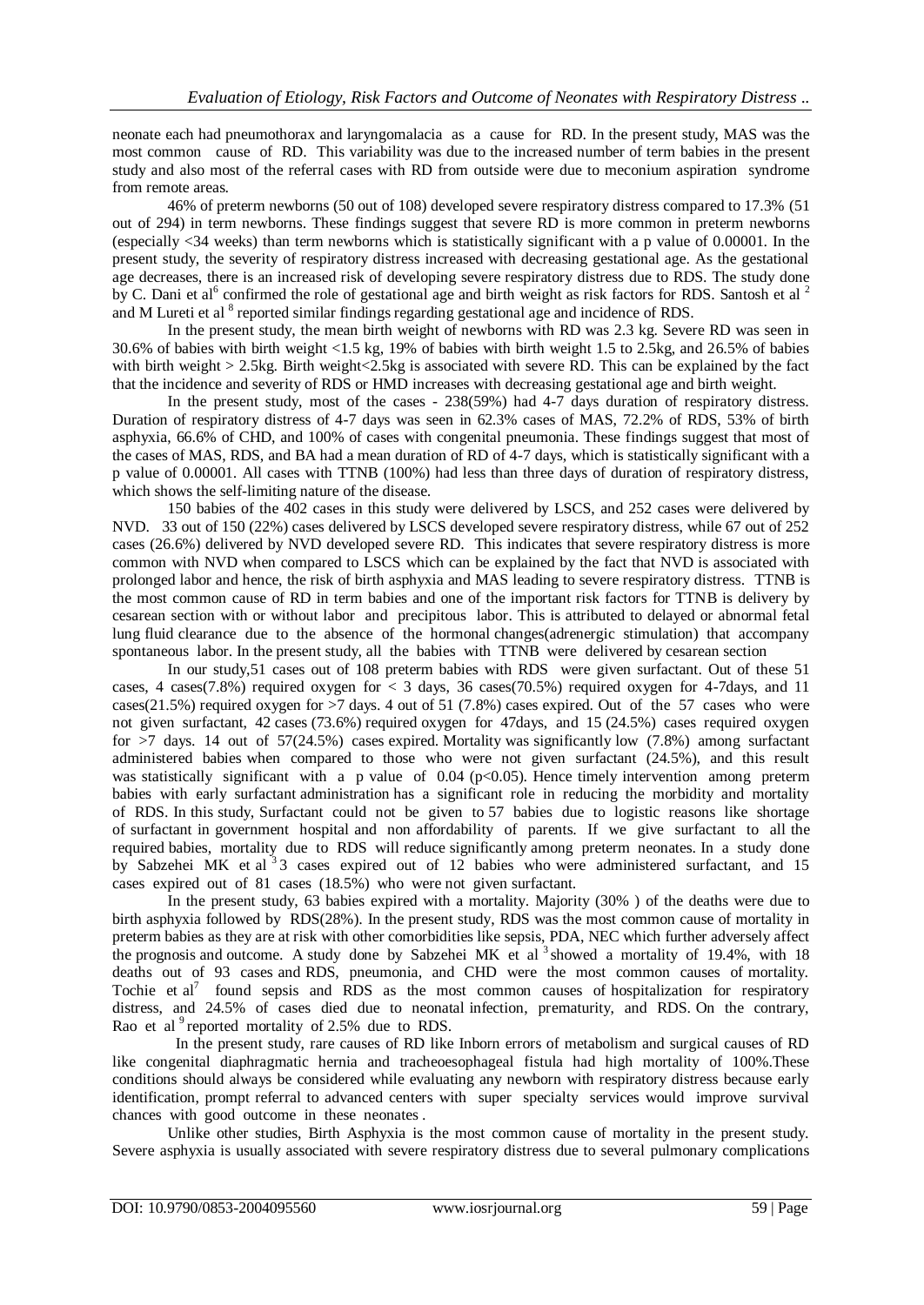neonate each had pneumothorax and laryngomalacia as a cause for RD. In the present study, MAS was the most common cause of RD. This variability was due to the increased number of term babies in the present study and also most of the referral cases with RD from outside were due to meconium aspiration syndrome from remote areas.

46% of preterm newborns (50 out of 108) developed severe respiratory distress compared to 17.3% (51 out of 294) in term newborns. These findings suggest that severe RD is more common in preterm newborns (especially <34 weeks) than term newborns which is statistically significant with a p value of 0.00001. In the present study, the severity of respiratory distress increased with decreasing gestational age. As the gestational age decreases, there is an increased risk of developing severe respiratory distress due to RDS. The study done by C. Dani et al[6] confirmed the role of gestational age and birth weight as risk factors for RDS. Santosh et al [2] and M Lureti et al [8] reported similar findings regarding gestational age and incidence of RDS.

In the present study, the mean birth weight of newborns with RD was 2.3 kg. Severe RD was seen in 30.6% of babies with birth weight <1.5 kg, 19% of babies with birth weight 1.5 to 2.5kg, and 26.5% of babies with birth weight > 2.5kg. Birth weight<2.5kg is associated with severe RD. This can be explained by the fact that the incidence and severity of RDS or HMD increases with decreasing gestational age and birth weight.

In the present study, most of the cases - 238(59%) had 4-7 days duration of respiratory distress. Duration of respiratory distress of 4-7 days was seen in 62.3% cases of MAS, 72.2% of RDS, 53% of birth asphyxia, 66.6% of CHD, and 100% of cases with congenital pneumonia. These findings suggest that most of the cases of MAS, RDS, and BA had a mean duration of RD of 4-7 days, which is statistically significant with a p value of 0.00001. All cases with TTNB (100%) had less than three days of duration of respiratory distress, which shows the self-limiting nature of the disease.

150 babies of the 402 cases in this study were delivered by LSCS, and 252 cases were delivered by NVD. 33 out of 150 (22%) cases delivered by LSCS developed severe respiratory distress, while 67 out of 252 cases (26.6%) delivered by NVD developed severe RD. This indicates that severe respiratory distress is more common with NVD when compared to LSCS which can be explained by the fact that NVD is associated with prolonged labor and hence, the risk of birth asphyxia and MAS leading to severe respiratory distress. TTNB is the most common cause of RD in term babies and one of the important risk factors for TTNB is delivery by cesarean section with or without labor and precipitous labor. This is attributed to delayed or abnormal fetal lung fluid clearance due to the absence of the hormonal changes(adrenergic stimulation) that accompany spontaneous labor. In the present study, all the babies with TTNB were delivered by cesarean section

In our study,51 cases out of 108 preterm babies with RDS were given surfactant. Out of these 51 cases, 4 cases(7.8%) required oxygen for < 3 days, 36 cases(70.5%) required oxygen for 4-7days, and 11 cases(21.5%) required oxygen for >7 days. 4 out of 51 (7.8%) cases expired. Out of the 57 cases who were not given surfactant, 42 cases (73.6%) required oxygen for 47days, and 15 (24.5%) cases required oxygen for >7 days. 14 out of 57(24.5%) cases expired. Mortality was significantly low (7.8%) among surfactant administered babies when compared to those who were not given surfactant (24.5%), and this result was statistically significant with a p value of 0.04 ($p<0.05$). Hence timely intervention among preterm babies with early surfactant administration has a significant role in reducing the morbidity and mortality of RDS. In this study, Surfactant could not be given to 57 babies due to logistic reasons like shortage of surfactant in government hospital and non affordability of parents. If we give surfactant to all the required babies, mortality due to RDS will reduce significantly among preterm neonates. In a study done by Sabzehei MK et al [3] 3 cases expired out of 12 babies who were administered surfactant, and 15 cases expired out of 81 cases (18.5%) who were not given surfactant.

In the present study, 63 babies expired with a mortality. Majority (30% ) of the deaths were due to birth asphyxia followed by RDS(28%). In the present study, RDS was the most common cause of mortality in preterm babies as they are at risk with other comorbidities like sepsis, PDA, NEC which further adversely affect the prognosis and outcome. A study done by Sabzehei MK et al [3] showed a mortality of 19.4%, with 18 deaths out of 93 cases and RDS, pneumonia, and CHD were the most common causes of mortality. Tochie et al[7] found sepsis and RDS as the most common causes of hospitalization for respiratory distress, and 24.5% of cases died due to neonatal infection, prematurity, and RDS. On the contrary, Rao et al [9] reported mortality of 2.5% due to RDS.

In the present study, rare causes of RD like Inborn errors of metabolism and surgical causes of RD like congenital diaphragmatic hernia and tracheoesophageal fistula had high mortality of 100%.These conditions should always be considered while evaluating any newborn with respiratory distress because early identification, prompt referral to advanced centers with super specialty services would improve survival chances with good outcome in these neonates .

Unlike other studies, Birth Asphyxia is the most common cause of mortality in the present study. Severe asphyxia is usually associated with severe respiratory distress due to several pulmonary complications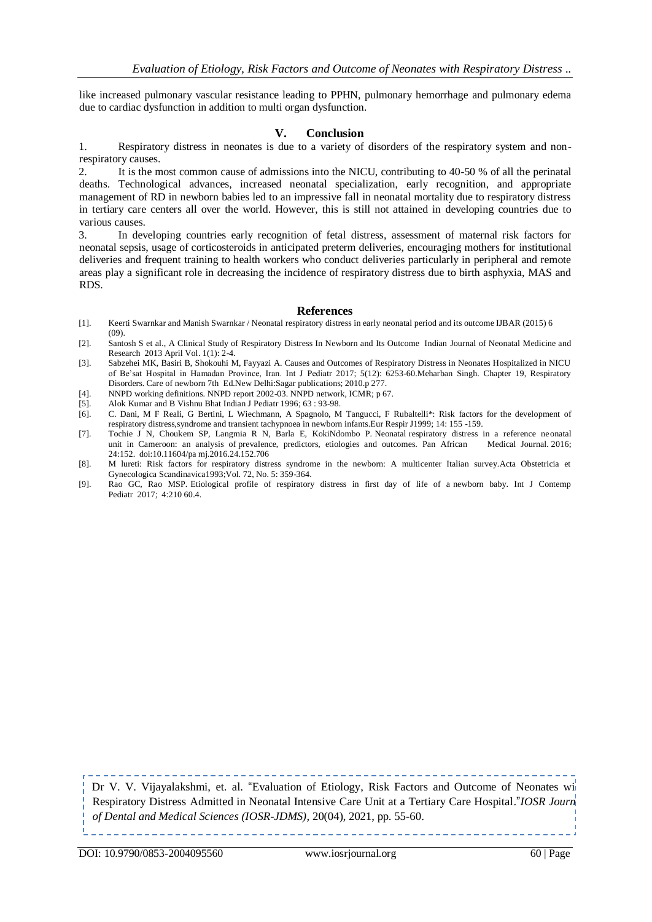like increased pulmonary vascular resistance leading to PPHN, pulmonary hemorrhage and pulmonary edema due to cardiac dysfunction in addition to multi organ dysfunction.

## V. Conclusion

1. Respiratory distress in neonates is due to a variety of disorders of the respiratory system and non-respiratory causes.
2. It is the most common cause of admissions into the NICU, contributing to 40-50 % of all the perinatal deaths. Technological advances, increased neonatal specialization, early recognition, and appropriate management of RD in newborn babies led to an impressive fall in neonatal mortality due to respiratory distress in tertiary care centers all over the world. However, this is still not attained in developing countries due to various causes.
3. In developing countries early recognition of fetal distress, assessment of maternal risk factors for neonatal sepsis, usage of corticosteroids in anticipated preterm deliveries, encouraging mothers for institutional deliveries and frequent training to health workers who conduct deliveries particularly in peripheral and remote areas play a significant role in decreasing the incidence of respiratory distress due to birth asphyxia, MAS and RDS.

## References

[1]. Keerti Swarnkar and Manish Swarnkar / Neonatal respiratory distress in early neonatal period and its outcome IJBAR (2015) 6 (09).

[2]. Santosh S et al., A Clinical Study of Respiratory Distress In Newborn and Its Outcome Indian Journal of Neonatal Medicine and Research 2013 April Vol. 1(1): 2-4.

[3]. Sabzehei MK, Basiri B, Shokouhi M, Fayyazi A. Causes and Outcomes of Respiratory Distress in Neonates Hospitalized in NICU of Be'sat Hospital in Hamadan Province, Iran. Int J Pediatr 2017; 5(12): 6253-60.Meharban Singh. Chapter 19, Respiratory Disorders. Care of newborn 7th Ed.New Delhi:Sagar publications; 2010.p 277.

[4]. NNPD working definitions. NNPD report 2002-03. NNPD network, ICMR; p 67.

[5]. Alok Kumar and B Vishnu Bhat Indian J Pediatr 1996; 63 : 93-98.

[6]. C. Dani, M F Reali, G Bertini, L Wiechmann, A Spagnolo, M Tangucci, F Rubaltelli*: Risk factors for the development of respiratory distress,syndrome and transient tachypnoea in newborn infants.Eur Respir J1999; 14: 155 -159.

[7]. Tochie J N, Choukem SP, Langmia R N, Barla E, KokiNdombo P. Neonatal respiratory distress in a reference neonatal unit in Cameroon: an analysis of prevalence, predictors, etiologies and outcomes. Pan African Medical Journal. 2016; 24:152. doi:10.11604/pa mj.2016.24.152.706

[8]. M lureti: Risk factors for respiratory distress syndrome in the newborn: A multicenter Italian survey.Acta Obstetricia et Gynecologica Scandinavica1993;Vol. 72, No. 5: 359-364.

[9]. Rao GC, Rao MSP. Etiological profile of respiratory distress in first day of life of a newborn baby. Int J Contemp Pediatr 2017; 4:210 60.4.

Dr V. V. Vijayalakshmi, et. al. "Evaluation of Etiology, Risk Factors and Outcome of Neonates wi Respiratory Distress Admitted in Neonatal Intensive Care Unit at a Tertiary Care Hospital."*IOSR Journ of Dental and Medical Sciences (IOSR-JDMS)*, 20(04), 2021, pp. 55-60.